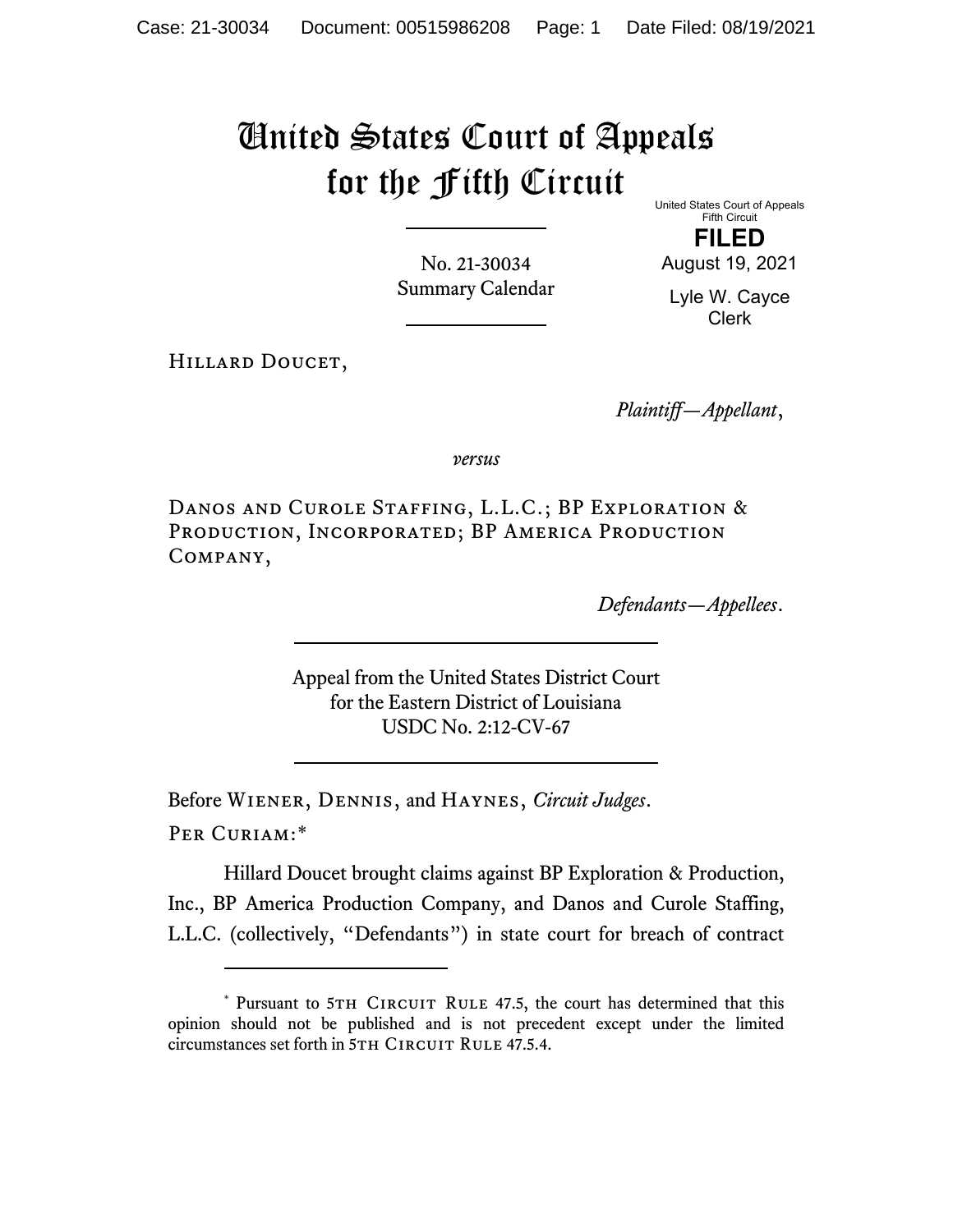# United States Court of Appeals for the Fifth Circuit

United States Court of Appeals
Fifth Circuit

**FILED**

August 19, 2021

Lyle W. Cayce
Clerk

No. 21-30034
Summary Calendar

---

Hillard Doucet,

*Plaintiff—Appellant*,

*versus*

Danos and Curole Staffing, L.L.C.; BP Exploration & Production, Incorporated; BP America Production Company,

*Defendants—Appellees*.

---

Appeal from the United States District Court
for the Eastern District of Louisiana
USDC No. 2:12-CV-67

---

Before Wiener, Dennis, and Haynes, *Circuit Judges*.

Per Curiam:*

Hillard Doucet brought claims against BP Exploration & Production, Inc., BP America Production Company, and Danos and Curole Staffing, L.L.C. (collectively, "Defendants") in state court for breach of contract

---

\* Pursuant to 5th Circuit Rule 47.5, the court has determined that this opinion should not be published and is not precedent except under the limited circumstances set forth in 5th Circuit Rule 47.5.4.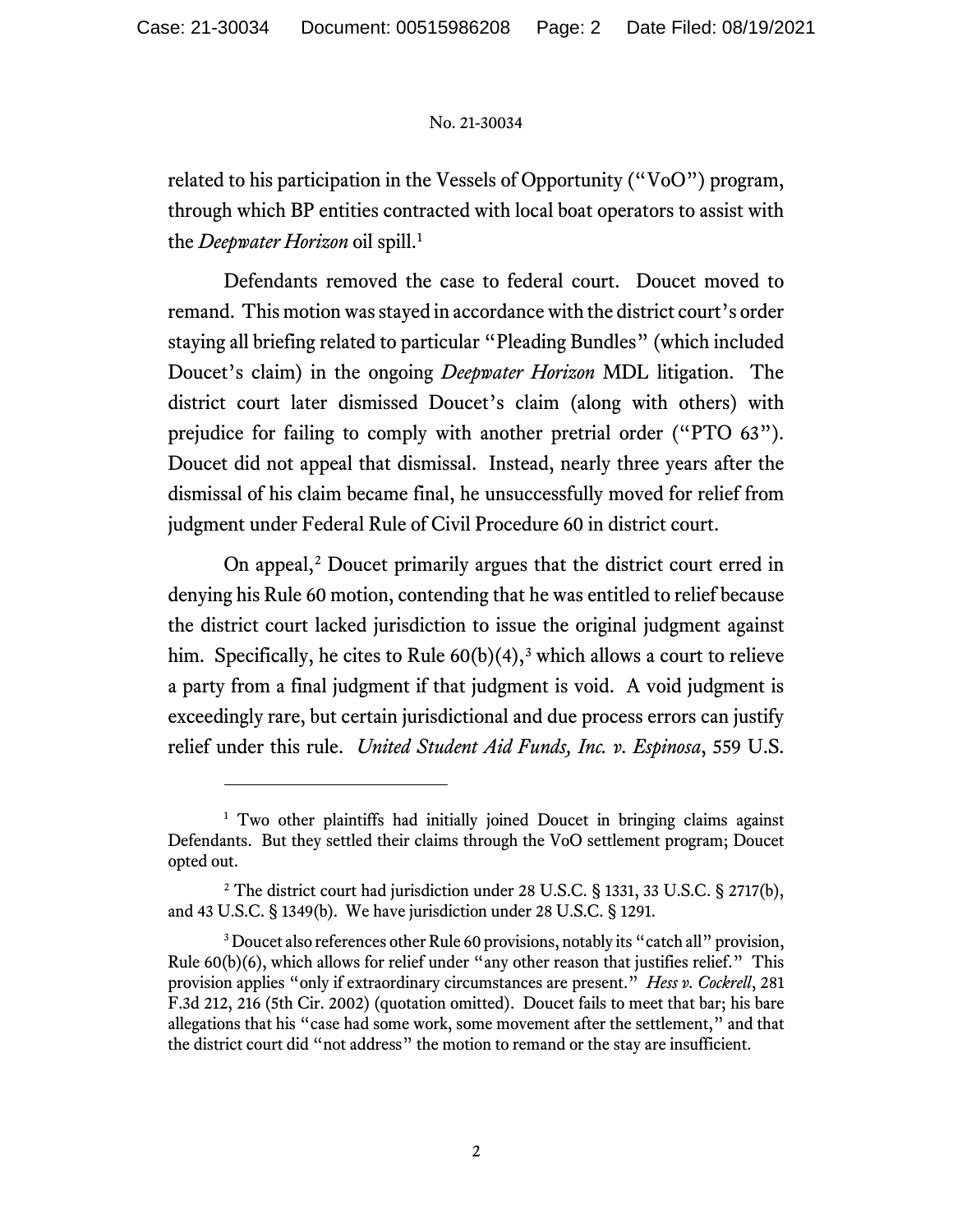related to his participation in the Vessels of Opportunity ("VoO") program, through which BP entities contracted with local boat operators to assist with the *Deepwater Horizon* oil spill.[1]

Defendants removed the case to federal court. Doucet moved to remand. This motion was stayed in accordance with the district court's order staying all briefing related to particular "Pleading Bundles" (which included Doucet's claim) in the ongoing *Deepwater Horizon* MDL litigation. The district court later dismissed Doucet's claim (along with others) with prejudice for failing to comply with another pretrial order ("PTO 63"). Doucet did not appeal that dismissal. Instead, nearly three years after the dismissal of his claim became final, he unsuccessfully moved for relief from judgment under Federal Rule of Civil Procedure 60 in district court.

On appeal,[2] Doucet primarily argues that the district court erred in denying his Rule 60 motion, contending that he was entitled to relief because the district court lacked jurisdiction to issue the original judgment against him. Specifically, he cites to Rule 60(b)(4),[3] which allows a court to relieve a party from a final judgment if that judgment is void. A void judgment is exceedingly rare, but certain jurisdictional and due process errors can justify relief under this rule. *United Student Aid Funds, Inc. v. Espinosa*, 559 U.S.

---

[1] Two other plaintiffs had initially joined Doucet in bringing claims against Defendants. But they settled their claims through the VoO settlement program; Doucet opted out.

[2] The district court had jurisdiction under 28 U.S.C. § 1331, 33 U.S.C. § 2717(b), and 43 U.S.C. § 1349(b). We have jurisdiction under 28 U.S.C. § 1291.

[3] Doucet also references other Rule 60 provisions, notably its "catch all" provision, Rule 60(b)(6), which allows for relief under "any other reason that justifies relief." This provision applies "only if extraordinary circumstances are present." *Hess v. Cockrell*, 281 F.3d 212, 216 (5th Cir. 2002) (quotation omitted). Doucet fails to meet that bar; his bare allegations that his "case had some work, some movement after the settlement," and that the district court did "not address" the motion to remand or the stay are insufficient.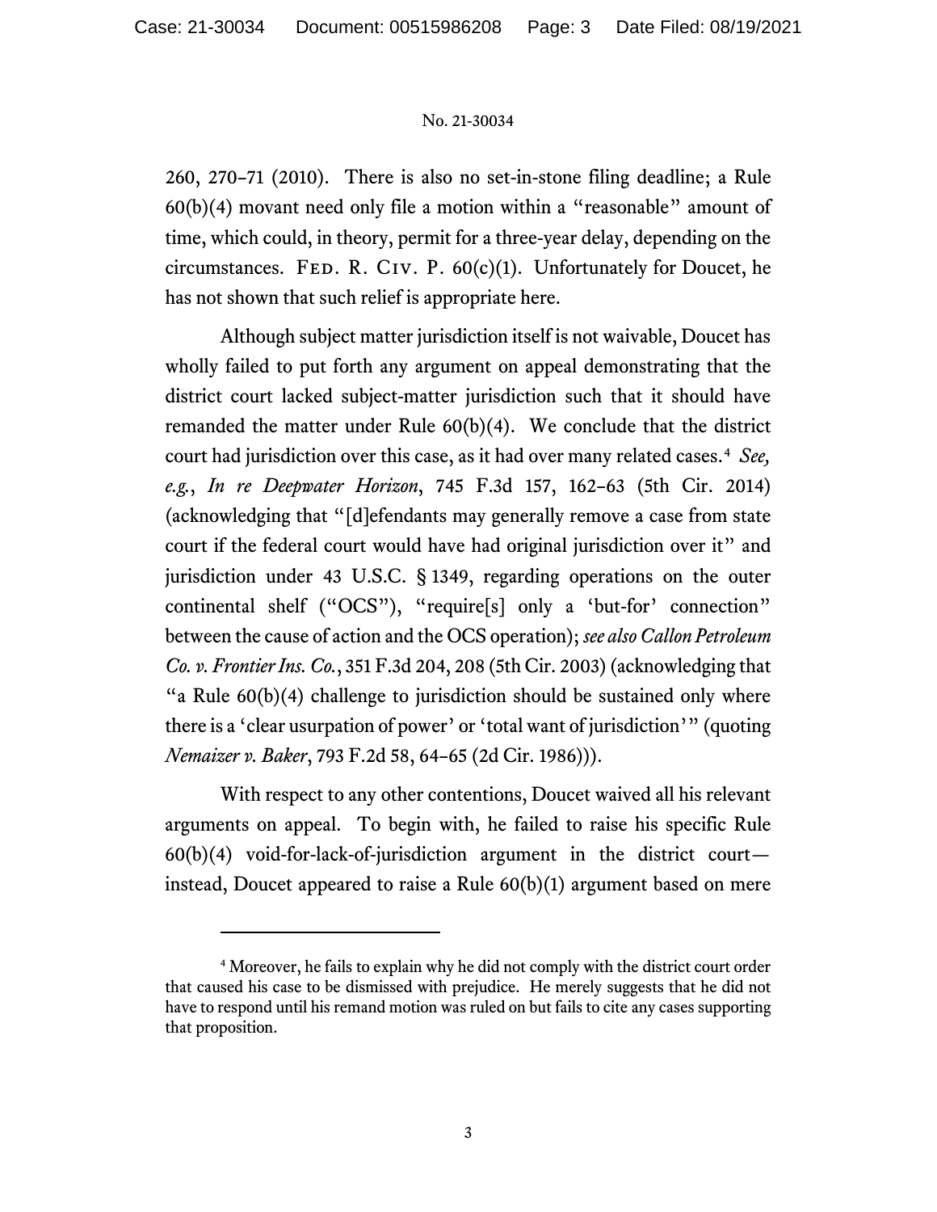260, 270–71 (2010). There is also no set-in-stone filing deadline; a Rule 60(b)(4) movant need only file a motion within a "reasonable" amount of time, which could, in theory, permit for a three-year delay, depending on the circumstances. FED. R. CIV. P. 60(c)(1). Unfortunately for Doucet, he has not shown that such relief is appropriate here.

Although subject matter jurisdiction itself is not waivable, Doucet has wholly failed to put forth any argument on appeal demonstrating that the district court lacked subject-matter jurisdiction such that it should have remanded the matter under Rule 60(b)(4). We conclude that the district court had jurisdiction over this case, as it had over many related cases.[4] *See, e.g.*, *In re Deepwater Horizon*, 745 F.3d 157, 162–63 (5th Cir. 2014) (acknowledging that "[d]efendants may generally remove a case from state court if the federal court would have had original jurisdiction over it" and jurisdiction under 43 U.S.C. § 1349, regarding operations on the outer continental shelf ("OCS"), "require[s] only a 'but-for' connection" between the cause of action and the OCS operation); *see also Callon Petroleum Co. v. Frontier Ins. Co.*, 351 F.3d 204, 208 (5th Cir. 2003) (acknowledging that "a Rule 60(b)(4) challenge to jurisdiction should be sustained only where there is a 'clear usurpation of power' or 'total want of jurisdiction'" (quoting *Nemaizer v. Baker*, 793 F.2d 58, 64–65 (2d Cir. 1986))).

With respect to any other contentions, Doucet waived all his relevant arguments on appeal. To begin with, he failed to raise his specific Rule 60(b)(4) void-for-lack-of-jurisdiction argument in the district court—instead, Doucet appeared to raise a Rule 60(b)(1) argument based on mere

---

[4] Moreover, he fails to explain why he did not comply with the district court order that caused his case to be dismissed with prejudice. He merely suggests that he did not have to respond until his remand motion was ruled on but fails to cite any cases supporting that proposition.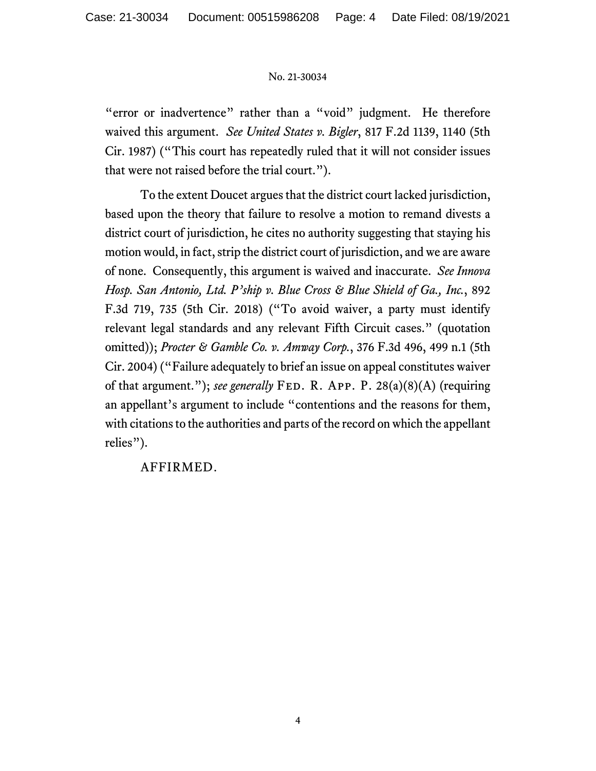"error or inadvertence" rather than a "void" judgment. He therefore waived this argument. *See United States v. Bigler*, 817 F.2d 1139, 1140 (5th Cir. 1987) ("This court has repeatedly ruled that it will not consider issues that were not raised before the trial court.").

To the extent Doucet argues that the district court lacked jurisdiction, based upon the theory that failure to resolve a motion to remand divests a district court of jurisdiction, he cites no authority suggesting that staying his motion would, in fact, strip the district court of jurisdiction, and we are aware of none. Consequently, this argument is waived and inaccurate. *See Innova Hosp. San Antonio, Ltd. P'ship v. Blue Cross & Blue Shield of Ga., Inc.*, 892 F.3d 719, 735 (5th Cir. 2018) ("To avoid waiver, a party must identify relevant legal standards and any relevant Fifth Circuit cases." (quotation omitted)); *Procter & Gamble Co. v. Amway Corp.*, 376 F.3d 496, 499 n.1 (5th Cir. 2004) ("Failure adequately to brief an issue on appeal constitutes waiver of that argument."); *see generally* Fed. R. App. P. 28(a)(8)(A) (requiring an appellant's argument to include "contentions and the reasons for them, with citations to the authorities and parts of the record on which the appellant relies").

AFFIRMED.